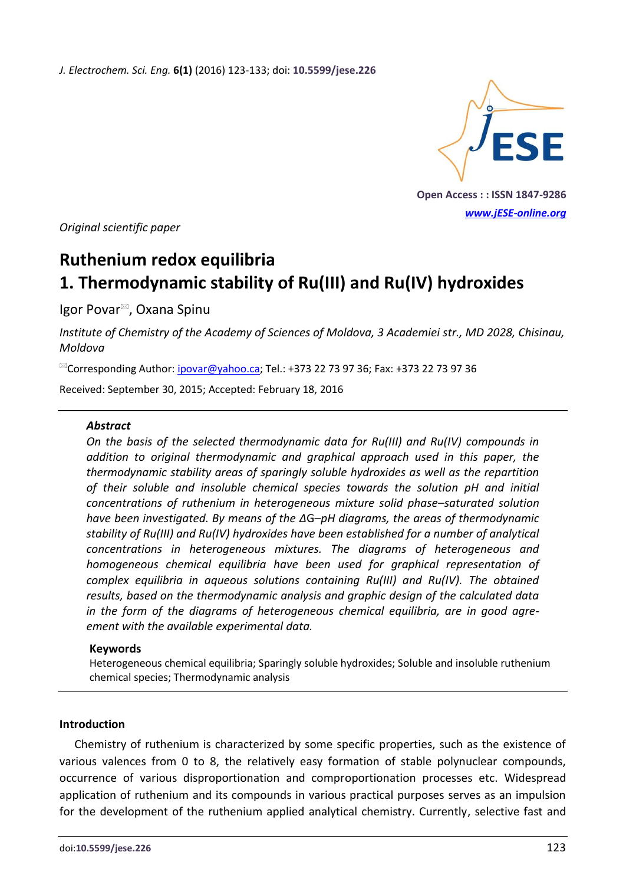Original scientific paper

# Ruthenium redox equilibria
# 1. Thermodynamic stability of Ru(III) and Ru(IV) hydroxides

Igor Povar, Oxana Spinu

*Institute of Chemistry of the Academy of Sciences of Moldova, 3 Academiei str., MD 2028, Chisinau, Moldova*

Corresponding Author: ipovar@yahoo.ca; Tel.: +373 22 73 97 36; Fax: +373 22 73 97 36

Received: September 30, 2015; Accepted: February 18, 2016

---

### *Abstract*

*On the basis of the selected thermodynamic data for Ru(III) and Ru(IV) compounds in addition to original thermodynamic and graphical approach used in this paper, the thermodynamic stability areas of sparingly soluble hydroxides as well as the repartition of their soluble and insoluble chemical species towards the solution pH and initial concentrations of ruthenium in heterogeneous mixture solid phase–saturated solution have been investigated. By means of the ΔG–pH diagrams, the areas of thermodynamic stability of Ru(III) and Ru(IV) hydroxides have been established for a number of analytical concentrations in heterogeneous mixtures. The diagrams of heterogeneous and homogeneous chemical equilibria have been used for graphical representation of complex equilibria in aqueous solutions containing Ru(III) and Ru(IV). The obtained results, based on the thermodynamic analysis and graphic design of the calculated data in the form of the diagrams of heterogeneous chemical equilibria, are in good agreement with the available experimental data.*

### Keywords

Heterogeneous chemical equilibria; Sparingly soluble hydroxides; Soluble and insoluble ruthenium chemical species; Thermodynamic analysis

---

## Introduction

Chemistry of ruthenium is characterized by some specific properties, such as the existence of various valences from 0 to 8, the relatively easy formation of stable polynuclear compounds, occurrence of various disproportionation and comproportionation processes etc. Widespread application of ruthenium and its compounds in various practical purposes serves as an impulsion for the development of the ruthenium applied analytical chemistry. Currently, selective fast and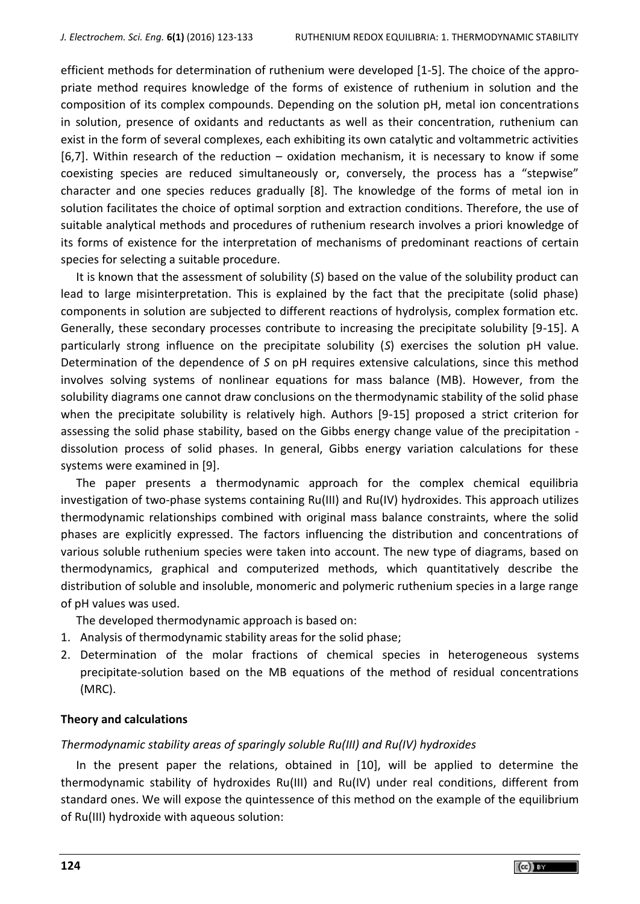efficient methods for determination of ruthenium were developed [1-5]. The choice of the appropriate method requires knowledge of the forms of existence of ruthenium in solution and the composition of its complex compounds. Depending on the solution pH, metal ion concentrations in solution, presence of oxidants and reductants as well as their concentration, ruthenium can exist in the form of several complexes, each exhibiting its own catalytic and voltammetric activities [6,7]. Within research of the reduction – oxidation mechanism, it is necessary to know if some coexisting species are reduced simultaneously or, conversely, the process has a "stepwise" character and one species reduces gradually [8]. The knowledge of the forms of metal ion in solution facilitates the choice of optimal sorption and extraction conditions. Therefore, the use of suitable analytical methods and procedures of ruthenium research involves a priori knowledge of its forms of existence for the interpretation of mechanisms of predominant reactions of certain species for selecting a suitable procedure.

It is known that the assessment of solubility ($S$) based on the value of the solubility product can lead to large misinterpretation. This is explained by the fact that the precipitate (solid phase) components in solution are subjected to different reactions of hydrolysis, complex formation etc. Generally, these secondary processes contribute to increasing the precipitate solubility [9-15]. A particularly strong influence on the precipitate solubility ($S$) exercises the solution pH value. Determination of the dependence of $S$ on pH requires extensive calculations, since this method involves solving systems of nonlinear equations for mass balance (MB). However, from the solubility diagrams one cannot draw conclusions on the thermodynamic stability of the solid phase when the precipitate solubility is relatively high. Authors [9-15] proposed a strict criterion for assessing the solid phase stability, based on the Gibbs energy change value of the precipitation - dissolution process of solid phases. In general, Gibbs energy variation calculations for these systems were examined in [9].

The paper presents a thermodynamic approach for the complex chemical equilibria investigation of two-phase systems containing Ru(III) and Ru(IV) hydroxides. This approach utilizes thermodynamic relationships combined with original mass balance constraints, where the solid phases are explicitly expressed. The factors influencing the distribution and concentrations of various soluble ruthenium species were taken into account. The new type of diagrams, based on thermodynamics, graphical and computerized methods, which quantitatively describe the distribution of soluble and insoluble, monomeric and polymeric ruthenium species in a large range of pH values was used.

The developed thermodynamic approach is based on:

1. Analysis of thermodynamic stability areas for the solid phase;
2. Determination of the molar fractions of chemical species in heterogeneous systems precipitate-solution based on the MB equations of the method of residual concentrations (MRC).

## Theory and calculations

### *Thermodynamic stability areas of sparingly soluble Ru(III) and Ru(IV) hydroxides*

In the present paper the relations, obtained in [10], will be applied to determine the thermodynamic stability of hydroxides Ru(III) and Ru(IV) under real conditions, different from standard ones. We will expose the quintessence of this method on the example of the equilibrium of Ru(III) hydroxide with aqueous solution: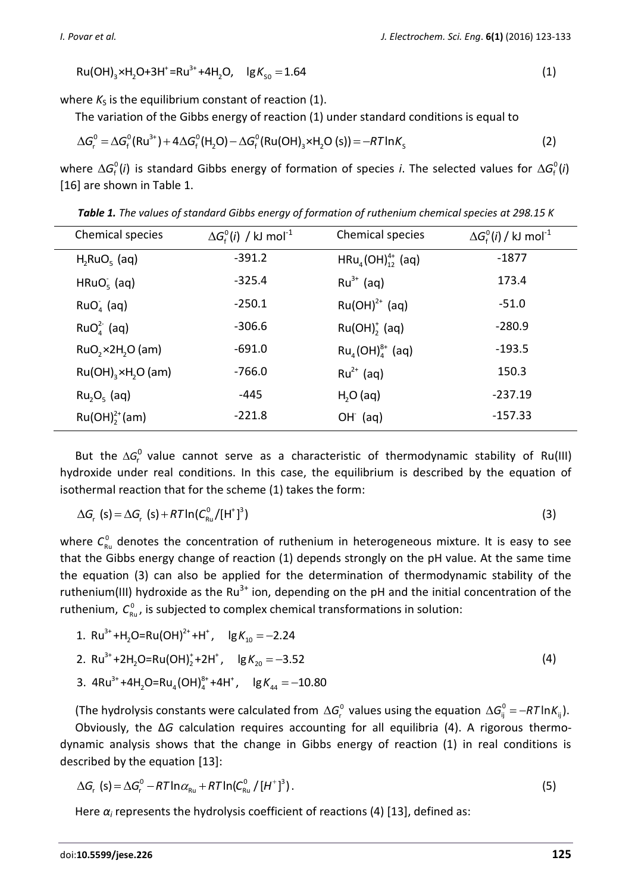$$\mathrm{Ru(OH)_3{\times}H_2O{+}3H^+{=}Ru^{3+}{+}4H_2O}, \quad \lg K_{s0} = 1.64 \tag{1}$$

where $K_S$ is the equilibrium constant of reaction (1).

The variation of the Gibbs energy of reaction (1) under standard conditions is equal to

$$\Delta G_r^0 = \Delta G_f^0(\mathrm{Ru^{3+}}) + 4\Delta G_f^0(\mathrm{H_2O}) - \Delta G_f^0(\mathrm{Ru(OH)_3{\times}H_2O\ (s)}) = -RT\ln K_S \tag{2}$$

where $\Delta G_f^0(i)$ is standard Gibbs energy of formation of species *i*. The selected values for $\Delta G_f^0(i)$ [16] are shown in Table 1.

***Table 1.*** *The values of standard Gibbs energy of formation of ruthenium chemical species at 298.15 K*

| Chemical species | $\Delta G_f^0(i)$ / kJ mol$^{-1}$ | Chemical species | $\Delta G_f^0(i)$ / kJ mol$^{-1}$ |
|---|---|---|---|
| $H_2RuO_5$ (aq) | -391.2 | $HRu_4(OH)_{12}^{4+}$ (aq) | -1877 |
| $HRuO_5^-$ (aq) | -325.4 | $Ru^{3+}$ (aq) | 173.4 |
| $RuO_4^-$ (aq) | -250.1 | $Ru(OH)^{2+}$ (aq) | -51.0 |
| $RuO_4^{2-}$ (aq) | -306.6 | $Ru(OH)_2^+$ (aq) | -280.9 |
| $RuO_2{\times}2H_2O$ (am) | -691.0 | $Ru_4(OH)_4^{8+}$ (aq) | -193.5 |
| $Ru(OH)_3{\times}H_2O$ (am) | -766.0 | $Ru^{2+}$ (aq) | 150.3 |
| $Ru_2O_5$ (aq) | -445 | $H_2O$ (aq) | -237.19 |
| $Ru(OH)_2^{2+}$(am) | -221.8 | $OH^-$ (aq) | -157.33 |

But the $\Delta G_r^0$ value cannot serve as a characteristic of thermodynamic stability of Ru(III) hydroxide under real conditions. In this case, the equilibrium is described by the equation of isothermal reaction that for the scheme (1) takes the form:

$$\Delta G_r\ (\mathrm{s}) = \Delta G_r\ (\mathrm{s}) + RT\ln(C_{\mathrm{Ru}}^0/[\mathrm{H^+}]^3) \tag{3}$$

where $C_{\mathrm{Ru}}^0$ denotes the concentration of ruthenium in heterogeneous mixture. It is easy to see that the Gibbs energy change of reaction (1) depends strongly on the pH value. At the same time the equation (3) can also be applied for the determination of thermodynamic stability of the ruthenium(III) hydroxide as the $Ru^{3+}$ ion, depending on the pH and the initial concentration of the ruthenium, $C_{\mathrm{Ru}}^0$, is subjected to complex chemical transformations in solution:

$$
\begin{aligned}
&1.\ \mathrm{Ru^{3+}{+}H_2O{=}Ru(OH)^{2+}{+}H^+}, \quad \lg K_{10} = -2.24 \\
&2.\ \mathrm{Ru^{3+}{+}2H_2O{=}Ru(OH)_2^{+}{+}2H^+}, \quad \lg K_{20} = -3.52 \\
&3.\ \mathrm{4Ru^{3+}{+}4H_2O{=}Ru_4(OH)_4^{8+}{+}4H^+}, \quad \lg K_{44} = -10.80
\end{aligned} \tag{4}
$$

(The hydrolysis constants were calculated from $\Delta G_r^0$ values using the equation $\Delta G_{ij}^0 = -RT\ln K_{ij}$).

Obviously, the $\Delta G$ calculation requires accounting for all equilibria (4). A rigorous thermodynamic analysis shows that the change in Gibbs energy of reaction (1) in real conditions is described by the equation [13]:

$$\Delta G_r\ (\mathrm{s}) = \Delta G_r^0 - RT\ln\alpha_{\mathrm{Ru}} + RT\ln(C_{\mathrm{Ru}}^0/[H^+]^3)\,. \tag{5}$$

Here $\alpha_i$ represents the hydrolysis coefficient of reactions (4) [13], defined as: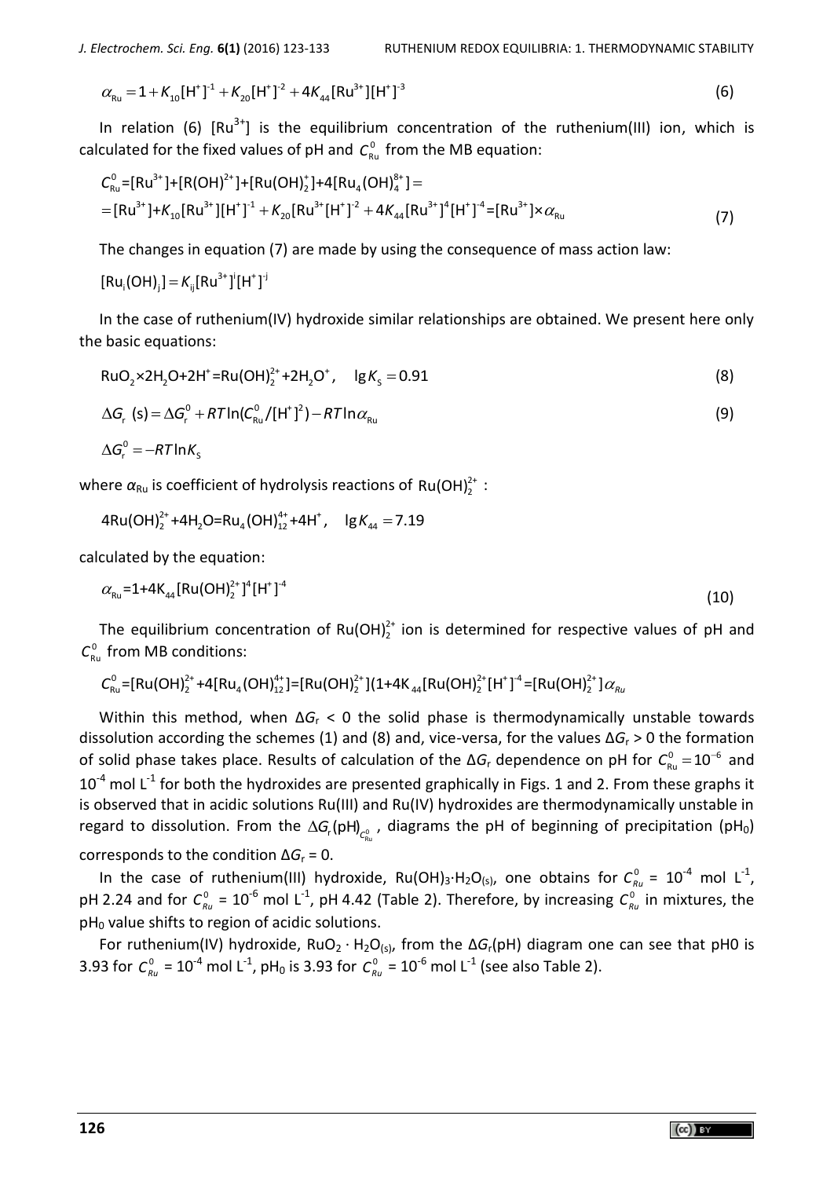$$\alpha_{\text{Ru}} = 1 + K_{10}[\text{H}^+]^{-1} + K_{20}[\text{H}^+]^{-2} + 4K_{44}[\text{Ru}^{3+}][\text{H}^+]^{-3} \tag{6}$$

In relation (6) $[\text{Ru}^{3+}]$ is the equilibrium concentration of the ruthenium(III) ion, which is calculated for the fixed values of pH and $C^0_{\text{Ru}}$ from the MB equation:

$$\begin{aligned} C^0_{\text{Ru}} &= [\text{Ru}^{3+}] + [\text{R(OH)}^{2+}] + [\text{Ru(OH)}_2^+] + 4[\text{Ru}_4(\text{OH})_4^{8+}] = \\ &= [\text{Ru}^{3+}] + K_{10}[\text{Ru}^{3+}][\text{H}^+]^{-1} + K_{20}[\text{Ru}^{3+}[\text{H}^+]^{-2} + 4K_{44}[\text{Ru}^{3+}]^4[\text{H}^+]^{-4} = [\text{Ru}^{3+}] \times \alpha_{\text{Ru}} \end{aligned} \tag{7}$$

The changes in equation (7) are made by using the consequence of mass action law:

$$[\text{Ru}_i(\text{OH})_j] = K_{ij}[\text{Ru}^{3+}]^i[\text{H}^+]^{-j}$$

In the case of ruthenium(IV) hydroxide similar relationships are obtained. We present here only the basic equations:

$$\text{RuO}_2 \times 2\text{H}_2\text{O} + 2\text{H}^+ = \text{Ru(OH)}_2^{2+} + 2\text{H}_2\text{O}^+, \quad \lg K_\text{s} = 0.91 \tag{8}$$

$$\Delta G_\text{r}\ (\text{s}) = \Delta G^0_\text{r} + RT\ln(C^0_{\text{Ru}}/[\text{H}^+]^2) - RT\ln\alpha_{\text{Ru}} \tag{9}$$

$$\Delta G^0_\text{r} = -RT\ln K_\text{s}$$

where $\alpha_{\text{Ru}}$ is coefficient of hydrolysis reactions of $\text{Ru(OH)}_2^{2+}$ :

$$4\text{Ru(OH)}_2^{2+} + 4\text{H}_2\text{O} = \text{Ru}_4(\text{OH})_{12}^{4+} + 4\text{H}^+, \quad \lg K_{44} = 7.19$$

calculated by the equation:

$$\alpha_{\text{Ru}} = 1 + 4\text{K}_{44}[\text{Ru(OH)}_2^{2+}]^4[\text{H}^+]^{-4} \tag{10}$$

The equilibrium concentration of $\text{Ru(OH)}_2^{2+}$ ion is determined for respective values of pH and $C^0_{\text{Ru}}$ from MB conditions:

$$C^0_{\text{Ru}} = [\text{Ru(OH)}_2^{2+} + 4[\text{Ru}_4(\text{OH})_{12}^{4+}] = [\text{Ru(OH)}_2^{2+}](1 + 4\text{K}_{44}[\text{Ru(OH)}_2^{2+}[\text{H}^+]^{-4} = [\text{Ru(OH)}_2^{2+}]\alpha_{Ru}$$

Within this method, when $\Delta G_\text{r} < 0$ the solid phase is thermodynamically unstable towards dissolution according the schemes (1) and (8) and, vice-versa, for the values $\Delta G_\text{r} > 0$ the formation of solid phase takes place. Results of calculation of the $\Delta G_\text{r}$ dependence on pH for $C^0_{\text{Ru}} = 10^{-6}$ and $10^{-4}$ mol L$^{-1}$ for both the hydroxides are presented graphically in Figs. 1 and 2. From these graphs it is observed that in acidic solutions Ru(III) and Ru(IV) hydroxides are thermodynamically unstable in regard to dissolution. From the $\Delta G_\text{r}(\text{pH})_{C^0_{\text{Ru}}}$ , diagrams the pH of beginning of precipitation ($\text{pH}_0$) corresponds to the condition $\Delta G_\text{r} = 0$.

In the case of ruthenium(III) hydroxide, $\text{Ru(OH)}_3 \cdot \text{H}_2\text{O}_{(\text{s})}$, one obtains for $C^0_{Ru}$ = $10^{-4}$ mol L$^{-1}$, pH 2.24 and for $C^0_{Ru}$ = $10^{-6}$ mol L$^{-1}$, pH 4.42 (Table 2). Therefore, by increasing $C^0_{Ru}$ in mixtures, the $\text{pH}_0$ value shifts to region of acidic solutions.

For ruthenium(IV) hydroxide, $\text{RuO}_2 \cdot \text{H}_2\text{O}_{(\text{s})}$, from the $\Delta G_\text{r}$(pH) diagram one can see that pH0 is 3.93 for $C^0_{Ru}$ = $10^{-4}$ mol L$^{-1}$, $\text{pH}_0$ is 3.93 for $C^0_{Ru}$ = $10^{-6}$ mol L$^{-1}$ (see also Table 2).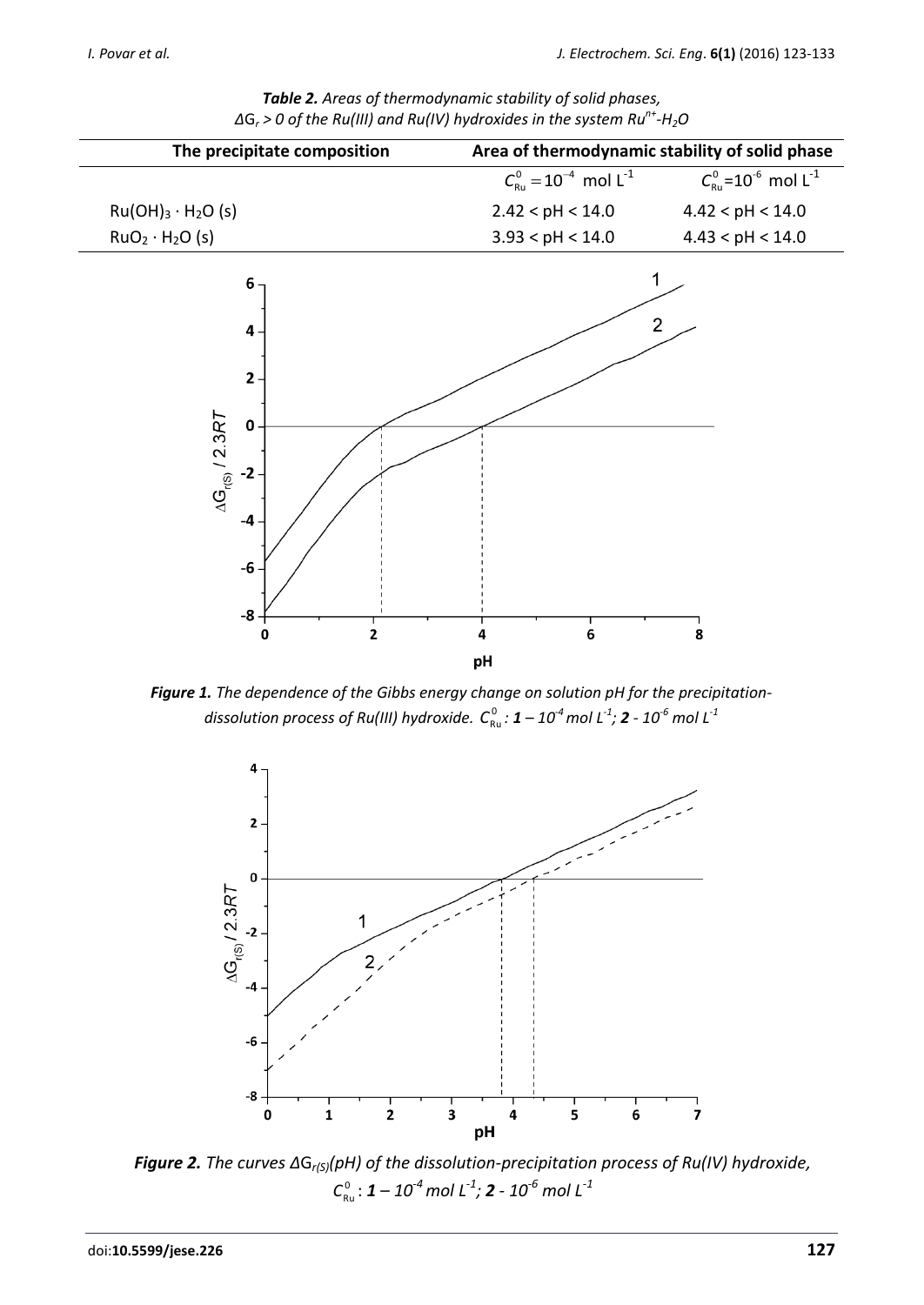***Table 2.** Areas of thermodynamic stability of solid phases, $\Delta G_r > 0$ of the Ru(III) and Ru(IV) hydroxides in the system $Ru^{n+}$-$H_2O$*

| The precipitate composition | Area of thermodynamic stability of solid phase | |
|---|---|---|
| | $C^0_{Ru} = 10^{-4}$ mol $L^{-1}$ | $C^0_{Ru} = 10^{-6}$ mol $L^{-1}$ |
| $Ru(OH)_3 \cdot H_2O$ (s) | 2.42 < pH < 14.0 | 4.42 < pH < 14.0 |
| $RuO_2 \cdot H_2O$ (s) | 3.93 < pH < 14.0 | 4.43 < pH < 14.0 |

***Figure 1.** The dependence of the Gibbs energy change on solution pH for the precipitation-dissolution process of Ru(III) hydroxide. $C^0_{Ru}$: **1** – $10^{-4}$ mol $L^{-1}$; **2** - $10^{-6}$ mol $L^{-1}$*

***Figure 2.** The curves $\Delta G_{r(S)}$(pH) of the dissolution-precipitation process of Ru(IV) hydroxide, $C^0_{Ru}$: **1** – $10^{-4}$ mol $L^{-1}$; **2** - $10^{-6}$ mol $L^{-1}$*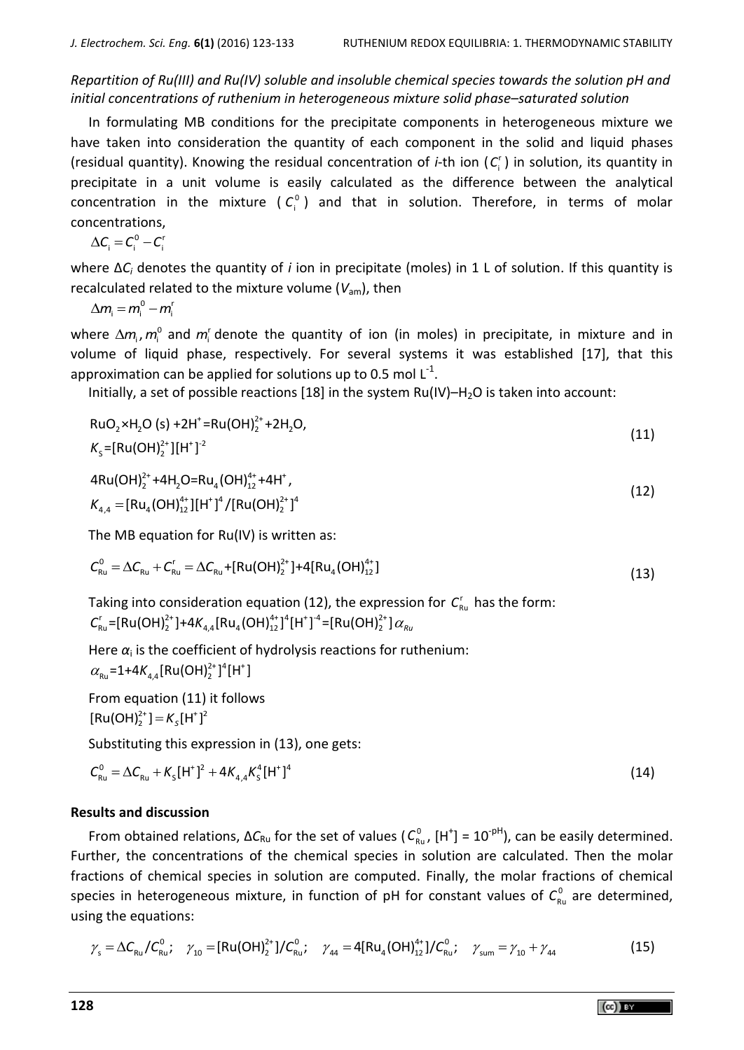*Repartition of Ru(III) and Ru(IV) soluble and insoluble chemical species towards the solution pH and initial concentrations of ruthenium in heterogeneous mixture solid phase–saturated solution*

In formulating MB conditions for the precipitate components in heterogeneous mixture we have taken into consideration the quantity of each component in the solid and liquid phases (residual quantity). Knowing the residual concentration of *i*-th ion ($C_i^r$) in solution, its quantity in precipitate in a unit volume is easily calculated as the difference between the analytical concentration in the mixture ($C_i^0$) and that in solution. Therefore, in terms of molar concentrations,

$$\Delta C_i = C_i^0 - C_i^r$$

where $\Delta C_i$ denotes the quantity of *i* ion in precipitate (moles) in 1 L of solution. If this quantity is recalculated related to the mixture volume ($V_{am}$), then

$$\Delta m_i = m_i^0 - m_i^r$$

where $\Delta m_i$, $m_i^0$ and $m_i^r$ denote the quantity of ion (in moles) in precipitate, in mixture and in volume of liquid phase, respectively. For several systems it was established [17], that this approximation can be applied for solutions up to 0.5 mol $L^{-1}$.

Initially, a set of possible reactions [18] in the system Ru(IV)–$H_2O$ is taken into account:

$$RuO_2 \times H_2O\ (s) + 2H^+ = Ru(OH)_2^{2+} + 2H_2O,$$
$$K_S = [Ru(OH)_2^{2+}][H^+]^{-2} \tag{11}$$

$$4Ru(OH)_2^{2+} + 4H_2O = Ru_4(OH)_{12}^{4+} + 4H^+,$$
$$K_{4,4} = [Ru_4(OH)_{12}^{4+}][H^+]^4/[Ru(OH)_2^{2+}]^4 \tag{12}$$

The MB equation for Ru(IV) is written as:

$$C_{Ru}^0 = \Delta C_{Ru} + C_{Ru}^r = \Delta C_{Ru} + [Ru(OH)_2^{2+}] + 4[Ru_4(OH)_{12}^{4+}] \tag{13}$$

Taking into consideration equation (12), the expression for $C_{Ru}^r$ has the form:

$$C_{Ru}^r = [Ru(OH)_2^{2+}] + 4K_{4,4}[Ru_4(OH)_{12}^{4+}]^4[H^+]^{-4} = [Ru(OH)_2^{2+}]\alpha_{Ru}$$

Here $\alpha_i$ is the coefficient of hydrolysis reactions for ruthenium:

$$\alpha_{Ru} = 1 + 4K_{4,4}[Ru(OH)_2^{2+}]^4[H^+]$$

From equation (11) it follows

$$[Ru(OH)_2^{2+}] = K_S[H^+]^2$$

Substituting this expression in (13), one gets:

$$C_{Ru}^0 = \Delta C_{Ru} + K_S[H^+]^2 + 4K_{4,4}K_S^4[H^+]^4 \tag{14}$$

## Results and discussion

From obtained relations, $\Delta C_{Ru}$ for the set of values ($C_{Ru}^0$, $[H^+] = 10^{-pH}$), can be easily determined. Further, the concentrations of the chemical species in solution are calculated. Then the molar fractions of chemical species in solution are computed. Finally, the molar fractions of chemical species in heterogeneous mixture, in function of pH for constant values of $C_{Ru}^0$ are determined, using the equations:

$$\gamma_s = \Delta C_{Ru}/C_{Ru}^0; \quad \gamma_{10} = [Ru(OH)_2^{2+}]/C_{Ru}^0; \quad \gamma_{44} = 4[Ru_4(OH)_{12}^{4+}]/C_{Ru}^0; \quad \gamma_{sum} = \gamma_{10} + \gamma_{44} \tag{15}$$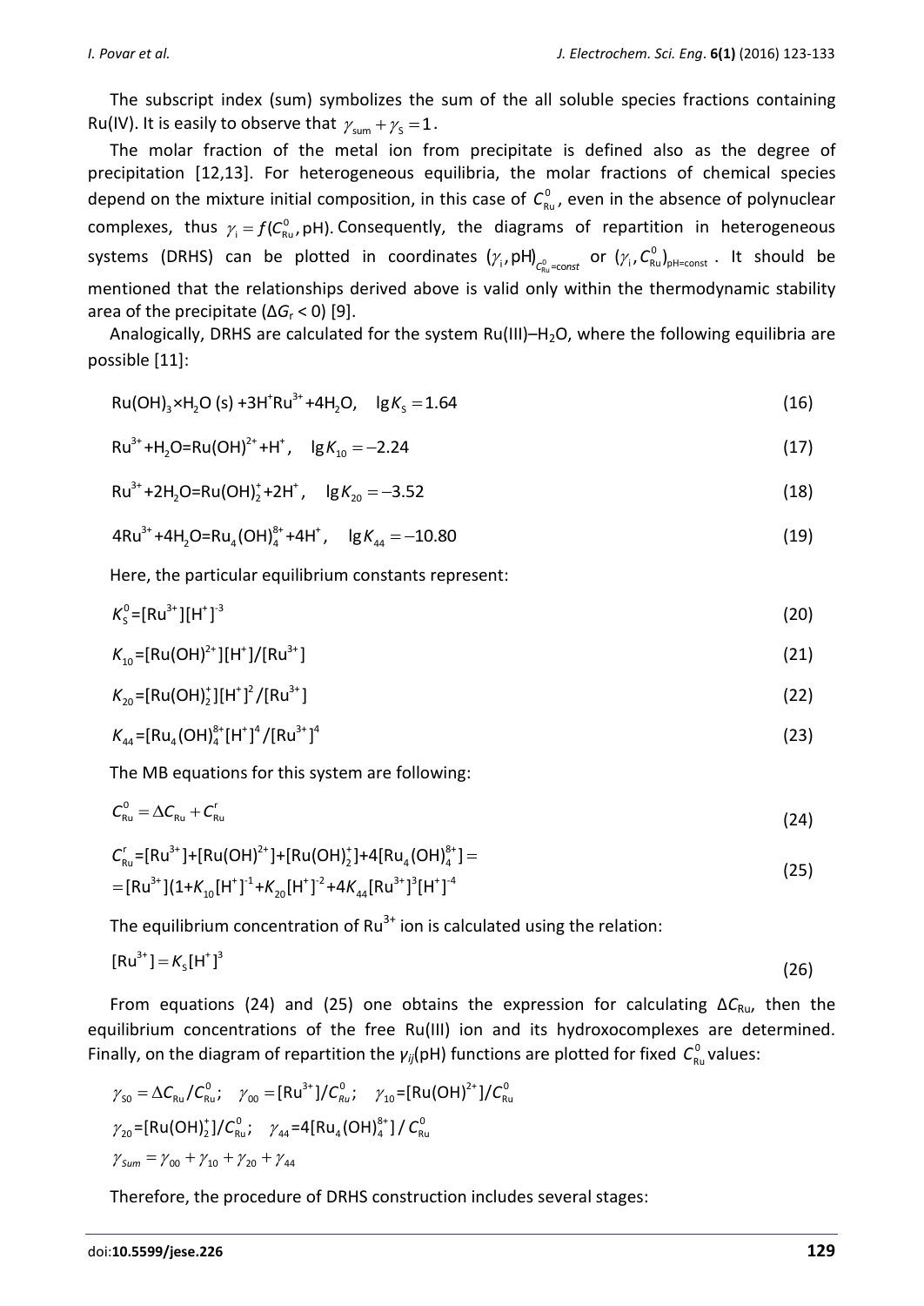The subscript index (sum) symbolizes the sum of the all soluble species fractions containing Ru(IV). It is easily to observe that $\gamma_{\text{sum}} + \gamma_{\text{S}} = 1$.

The molar fraction of the metal ion from precipitate is defined also as the degree of precipitation [12,13]. For heterogeneous equilibria, the molar fractions of chemical species depend on the mixture initial composition, in this case of $C^0_{\text{Ru}}$, even in the absence of polynuclear complexes, thus $\gamma_{\text{i}} = f(C^0_{\text{Ru}}, \text{pH})$. Consequently, the diagrams of repartition in heterogeneous systems (DRHS) can be plotted in coordinates $(\gamma_{\text{i}}, \text{pH})_{C^0_{\text{Ru}}=const}$ or $(\gamma_{\text{i}}, C^0_{\text{Ru}})_{\text{pH=const}}$. It should be mentioned that the relationships derived above is valid only within the thermodynamic stability area of the precipitate ($\Delta G_{\text{r}} < 0$) [9].

Analogically, DRHS are calculated for the system Ru(III)–$H_2O$, where the following equilibria are possible [11]:

$$\text{Ru(OH)}_3\times\text{H}_2\text{O (s)} + 3\text{H}^+\text{Ru}^{3+} + 4\text{H}_2\text{O}, \quad \lg K_{\text{S}} = 1.64 \tag{16}$$

$$\text{Ru}^{3+} + \text{H}_2\text{O} = \text{Ru(OH)}^{2+} + \text{H}^+, \quad \lg K_{10} = -2.24 \tag{17}$$

$$\text{Ru}^{3+} + 2\text{H}_2\text{O} = \text{Ru(OH)}_2^+ + 2\text{H}^+, \quad \lg K_{20} = -3.52 \tag{18}$$

$$4\text{Ru}^{3+} + 4\text{H}_2\text{O} = \text{Ru}_4(\text{OH})_4^{8+} + 4\text{H}^+, \quad \lg K_{44} = -10.80 \tag{19}$$

Here, the particular equilibrium constants represent:

$$K^0_{\text{S}} = [\text{Ru}^{3+}][\text{H}^+]^{-3} \tag{20}$$

$$K_{10} = [\text{Ru(OH)}^{2+}][\text{H}^+]/[\text{Ru}^{3+}] \tag{21}$$

$$K_{20} = [\text{Ru(OH)}_2^+][\text{H}^+]^2/[\text{Ru}^{3+}] \tag{22}$$

$$K_{44} = [\text{Ru}_4(\text{OH})_4^{8+}[\text{H}^+]^4/[\text{Ru}^{3+}]^4 \tag{23}$$

The MB equations for this system are following:

$$C^0_{\text{Ru}} = \Delta C_{\text{Ru}} + C^{\text{r}}_{\text{Ru}} \tag{24}$$

$$\begin{aligned} C^{\text{r}}_{\text{Ru}} &= [\text{Ru}^{3+}] + [\text{Ru(OH)}^{2+}] + [\text{Ru(OH)}_2^+] + 4[\text{Ru}_4(\text{OH})_4^{8+}] = \\ &= [\text{Ru}^{3+}](1 + K_{10}[\text{H}^+]^{-1} + K_{20}[\text{H}^+]^{-2} + 4K_{44}[\text{Ru}^{3+}]^3[\text{H}^+]^{-4} \end{aligned} \tag{25}$$

The equilibrium concentration of $Ru^{3+}$ ion is calculated using the relation:

$$[\text{Ru}^{3+}] = K_{\text{S}}[\text{H}^+]^3 \tag{26}$$

From equations (24) and (25) one obtains the expression for calculating $\Delta C_{\text{Ru}}$, then the equilibrium concentrations of the free Ru(III) ion and its hydroxocomplexes are determined. Finally, on the diagram of repartition the $\gamma_{ij}$(pH) functions are plotted for fixed $C^0_{\text{Ru}}$ values:

$$\gamma_{\text{S0}} = \Delta C_{\text{Ru}}/C^0_{\text{Ru}}; \quad \gamma_{00} = [\text{Ru}^{3+}]/C^0_{Ru}; \quad \gamma_{10} = [\text{Ru(OH)}^{2+}]/C^0_{\text{Ru}}$$

$$\gamma_{20} = [\text{Ru(OH)}_2^+]/C^0_{\text{Ru}}; \quad \gamma_{44} = 4[\text{Ru}_4(\text{OH})_4^{8+}]/C^0_{\text{Ru}}$$

$$\gamma_{Sum} = \gamma_{00} + \gamma_{10} + \gamma_{20} + \gamma_{44}$$

Therefore, the procedure of DRHS construction includes several stages: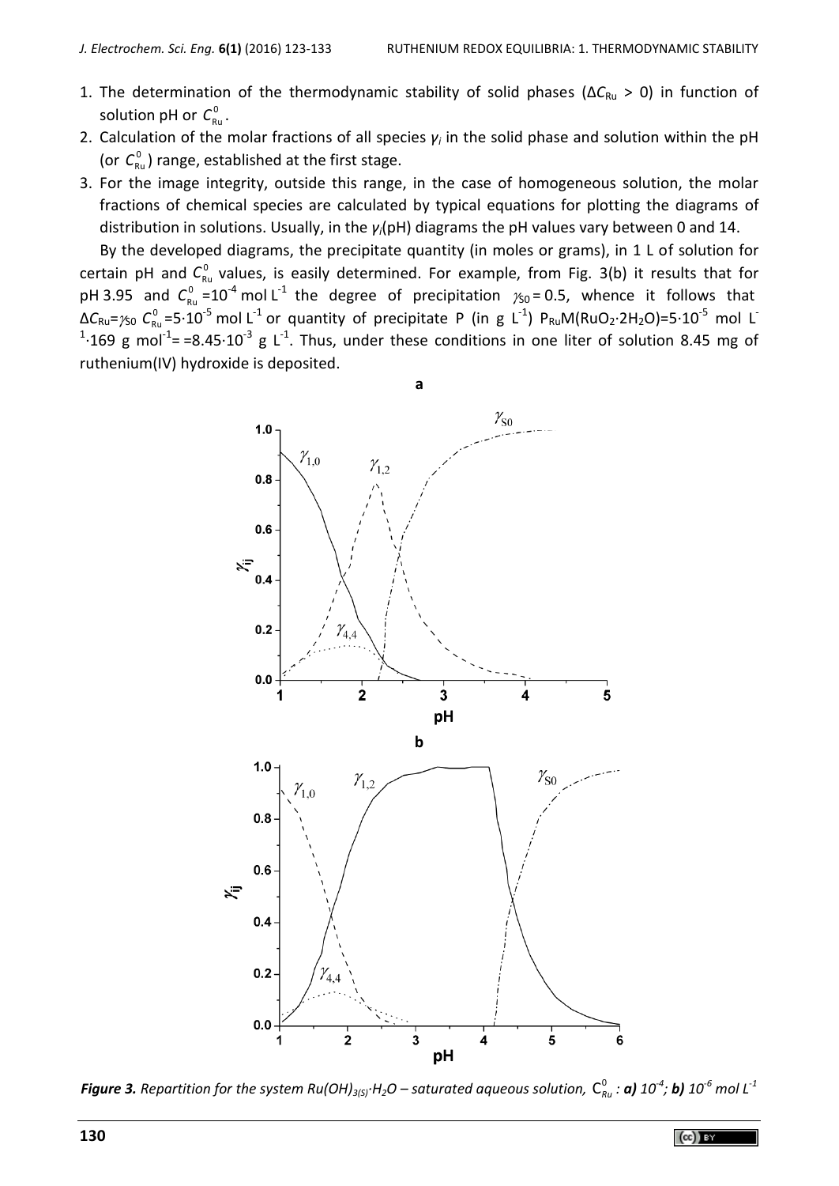1. The determination of the thermodynamic stability of solid phases ($\Delta C_{Ru} > 0$) in function of solution pH or $C^0_{Ru}$.
2. Calculation of the molar fractions of all species $\gamma_i$ in the solid phase and solution within the pH (or $C^0_{Ru}$) range, established at the first stage.
3. For the image integrity, outside this range, in the case of homogeneous solution, the molar fractions of chemical species are calculated by typical equations for plotting the diagrams of distribution in solutions. Usually, in the $\gamma_i$(pH) diagrams the pH values vary between 0 and 14.

By the developed diagrams, the precipitate quantity (in moles or grams), in 1 L of solution for certain pH and $C^0_{Ru}$ values, is easily determined. For example, from Fig. 3(b) it results that for pH 3.95 and $C^0_{Ru} = 10^{-4}$ mol L$^{-1}$ the degree of precipitation $\gamma_{S0} = 0.5$, whence it follows that $\Delta C_{Ru} = \gamma_{S0}\, C^0_{Ru} = 5\cdot10^{-5}$ mol L$^{-1}$ or quantity of precipitate P (in g L$^{-1}$) $P_{Ru} M(RuO_2{\cdot}2H_2O) = 5\cdot10^{-5}$ mol L$^{-1}\cdot$169 g mol$^{-1}$= =$8.45\cdot10^{-3}$ g L$^{-1}$. Thus, under these conditions in one liter of solution 8.45 mg of ruthenium(IV) hydroxide is deposited.

***Figure 3.*** *Repartition for the system $Ru(OH)_{3(S)}{\cdot}H_2O$ – saturated aqueous solution, $C^0_{Ru}$ :* ***a)*** *$10^{-4}$;* ***b)*** *$10^{-6}$ mol L$^{-1}$*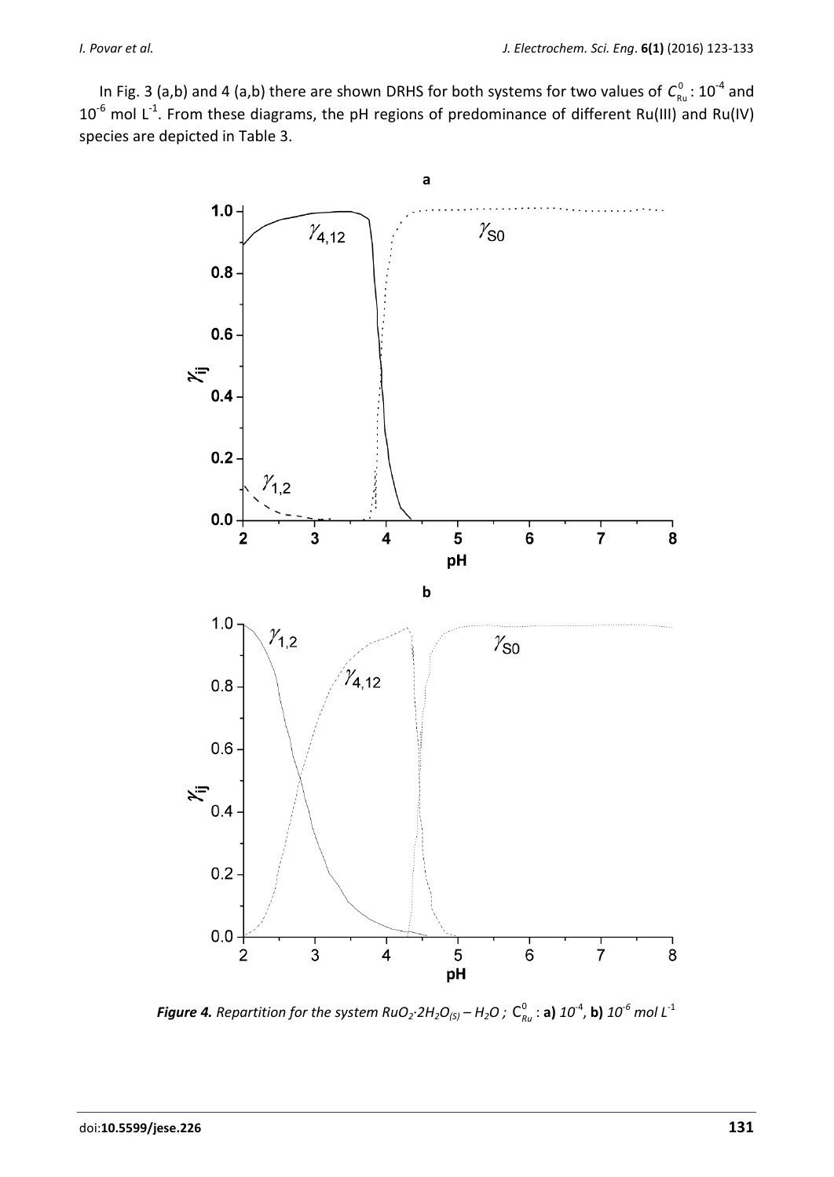In Fig. 3 (a,b) and 4 (a,b) there are shown DRHS for both systems for two values of $C^0_{Ru}$ : $10^{-4}$ and $10^{-6}$ mol $L^{-1}$. From these diagrams, the pH regions of predominance of different Ru(III) and Ru(IV) species are depicted in Table 3.

***Figure 4.** Repartition for the system $RuO_2{\cdot}2H_2O_{(S)} – H_2O$ ; $C^0_{Ru}$ : **a)** $10^{-4}$, **b)** $10^{-6}$ mol $L^{-1}$*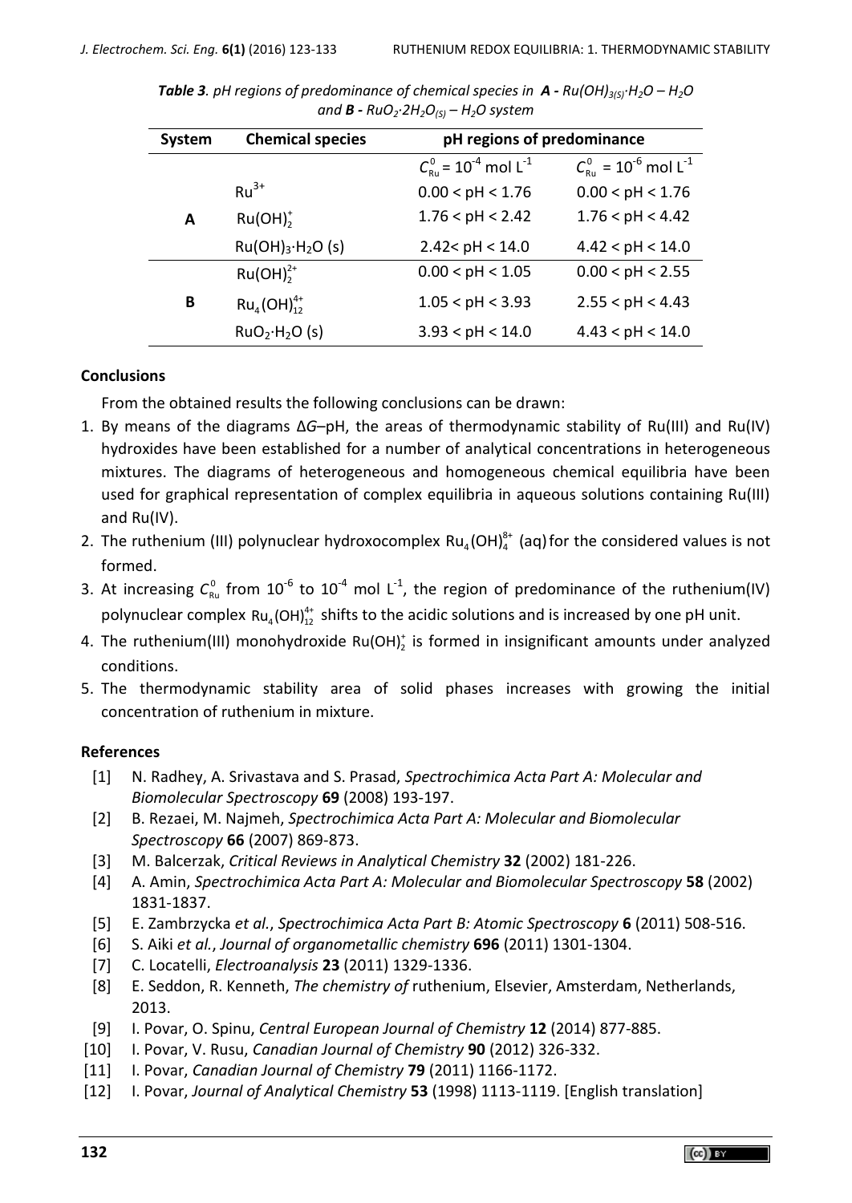***Table 3**. pH regions of predominance of chemical species in* ***A** - $Ru(OH)_{3(S)}\cdot H_2O - H_2O$ and* ***B** - $RuO_2\cdot 2H_2O_{(S)} - H_2O$ system*

| System | Chemical species | pH regions of predominance | |
|---|---|---|---|
| | | $C^0_{Ru} = 10^{-4}$ mol L$^{-1}$ | $C^0_{Ru} = 10^{-6}$ mol L$^{-1}$ |
| A | $Ru^{3+}$ | 0.00 < pH < 1.76 | 0.00 < pH < 1.76 |
| | $Ru(OH)_2^+$ | 1.76 < pH < 2.42 | 1.76 < pH < 4.42 |
| | $Ru(OH)_3\cdot H_2O$ (s) | 2.42< pH < 14.0 | 4.42 < pH < 14.0 |
| B | $Ru(OH)_2^{2+}$ | 0.00 < pH < 1.05 | 0.00 < pH < 2.55 |
| | $Ru_4(OH)_{12}^{4+}$ | 1.05 < pH < 3.93 | 2.55 < pH < 4.43 |
| | $RuO_2\cdot H_2O$ (s) | 3.93 < pH < 14.0 | 4.43 < pH < 14.0 |

## Conclusions

From the obtained results the following conclusions can be drawn:

1. By means of the diagrams Δ*G*–pH, the areas of thermodynamic stability of Ru(III) and Ru(IV) hydroxides have been established for a number of analytical concentrations in heterogeneous mixtures. The diagrams of heterogeneous and homogeneous chemical equilibria have been used for graphical representation of complex equilibria in aqueous solutions containing Ru(III) and Ru(IV).
2. The ruthenium (III) polynuclear hydroxocomplex $Ru_4(OH)_4^{8+}$ (aq) for the considered values is not formed.
3. At increasing $C^0_{Ru}$ from $10^{-6}$ to $10^{-4}$ mol L$^{-1}$, the region of predominance of the ruthenium(IV) polynuclear complex $Ru_4(OH)_{12}^{4+}$ shifts to the acidic solutions and is increased by one pH unit.
4. The ruthenium(III) monohydroxide $Ru(OH)_2^+$ is formed in insignificant amounts under analyzed conditions.
5. The thermodynamic stability area of solid phases increases with growing the initial concentration of ruthenium in mixture.

## References

[1] N. Radhey, A. Srivastava and S. Prasad, *Spectrochimica Acta Part A: Molecular and Biomolecular Spectroscopy* **69** (2008) 193-197.

[2] B. Rezaei, M. Najmeh, *Spectrochimica Acta Part A: Molecular and Biomolecular Spectroscopy* **66** (2007) 869-873.

[3] M. Balcerzak, *Critical Reviews in Analytical Chemistry* **32** (2002) 181-226.

[4] A. Amin, *Spectrochimica Acta Part A: Molecular and Biomolecular Spectroscopy* **58** (2002) 1831-1837.

[5] E. Zambrzycka *et al.*, *Spectrochimica Acta Part B: Atomic Spectroscopy* **6** (2011) 508-516.

[6] S. Aiki *et al.*, *Journal of organometallic chemistry* **696** (2011) 1301-1304.

[7] C. Locatelli, *Electroanalysis* **23** (2011) 1329-1336.

[8] E. Seddon, R. Kenneth, *The chemistry of* ruthenium, Elsevier, Amsterdam, Netherlands, 2013.

[9] I. Povar, O. Spinu, *Central European Journal of Chemistry* **12** (2014) 877-885.

[10] I. Povar, V. Rusu, *Canadian Journal of Chemistry* **90** (2012) 326-332.

[11] I. Povar, *Canadian Journal of Chemistry* **79** (2011) 1166-1172.

[12] I. Povar, *Journal of Analytical Chemistry* **53** (1998) 1113-1119. [English translation]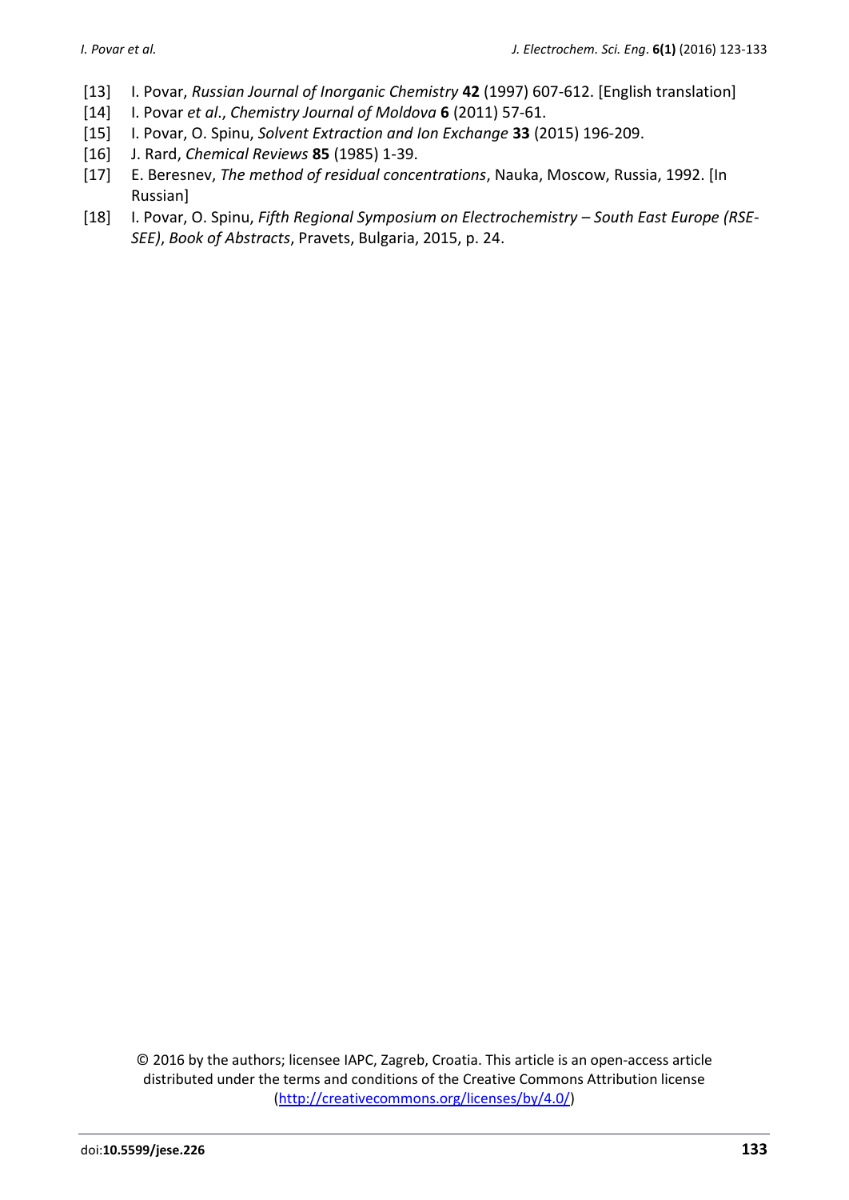[13] I. Povar, *Russian Journal of Inorganic Chemistry* **42** (1997) 607-612. [English translation]

[14] I. Povar *et al*., *Chemistry Journal of Moldova* **6** (2011) 57-61.

[15] I. Povar, O. Spinu, *Solvent Extraction and Ion Exchange* **33** (2015) 196-209.

[16] J. Rard, *Chemical Reviews* **85** (1985) 1-39.

[17] E. Beresnev, *The method of residual concentrations*, Nauka, Moscow, Russia, 1992. [In Russian]

[18] I. Povar, O. Spinu, *Fifth Regional Symposium on Electrochemistry – South East Europe (RSE-SEE)*, *Book of Abstracts*, Pravets, Bulgaria, 2015, p. 24.

© 2016 by the authors; licensee IAPC, Zagreb, Croatia. This article is an open-access article distributed under the terms and conditions of the Creative Commons Attribution license (http://creativecommons.org/licenses/by/4.0/)